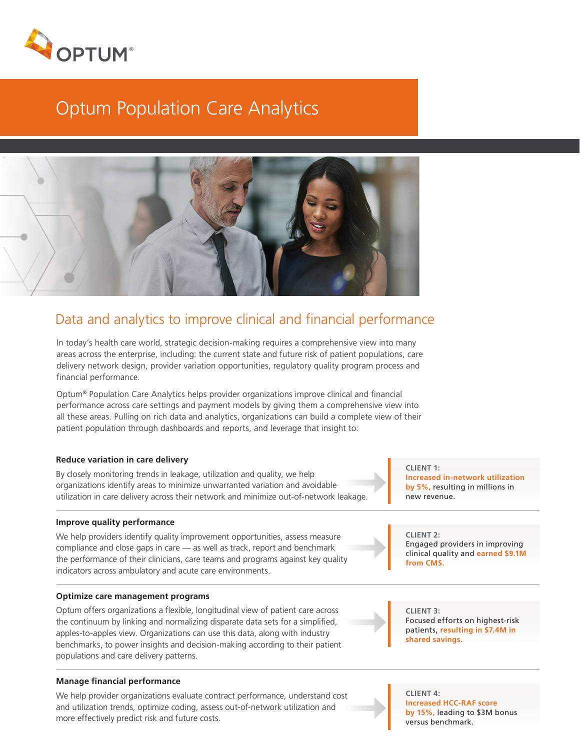OPTUM®

# Optum Population Care Analytics

## Data and analytics to improve clinical and financial performance

In today's health care world, strategic decision-making requires a comprehensive view into many areas across the enterprise, including: the current state and future risk of patient populations, care delivery network design, provider variation opportunities, regulatory quality program process and financial performance.

Optum® Population Care Analytics helps provider organizations improve clinical and financial performance across care settings and payment models by giving them a comprehensive view into all these areas. Pulling on rich data and analytics, organizations can build a complete view of their patient population through dashboards and reports, and leverage that insight to:

### Reduce variation in care delivery

By closely monitoring trends in leakage, utilization and quality, we help organizations identify areas to minimize unwarranted variation and avoidable utilization in care delivery across their network and minimize out-of-network leakage.

**CLIENT 1:**
**Increased in-network utilization by 5%,** resulting in millions in new revenue.

### Improve quality performance

We help providers identify quality improvement opportunities, assess measure compliance and close gaps in care — as well as track, report and benchmark the performance of their clinicians, care teams and programs against key quality indicators across ambulatory and acute care environments.

**CLIENT 2:**
Engaged providers in improving clinical quality and **earned $9.1M from CMS.**

### Optimize care management programs

Optum offers organizations a flexible, longitudinal view of patient care across the continuum by linking and normalizing disparate data sets for a simplified, apples-to-apples view. Organizations can use this data, along with industry benchmarks, to power insights and decision-making according to their patient populations and care delivery patterns.

**CLIENT 3:**
Focused efforts on highest-risk patients, **resulting in $7.4M in shared savings.**

### Manage financial performance

We help provider organizations evaluate contract performance, understand cost and utilization trends, optimize coding, assess out-of-network utilization and more effectively predict risk and future costs.

**CLIENT 4:**
**Increased HCC-RAF score by 15%,** leading to $3M bonus versus benchmark.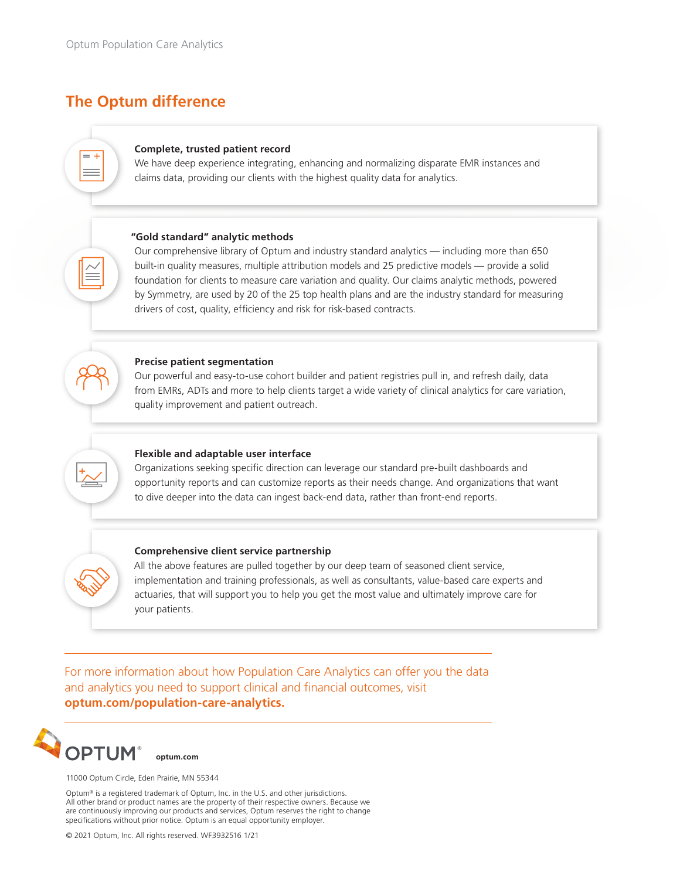## The Optum difference

**Complete, trusted patient record**
We have deep experience integrating, enhancing and normalizing disparate EMR instances and claims data, providing our clients with the highest quality data for analytics.

**"Gold standard" analytic methods**
Our comprehensive library of Optum and industry standard analytics — including more than 650 built-in quality measures, multiple attribution models and 25 predictive models — provide a solid foundation for clients to measure care variation and quality. Our claims analytic methods, powered by Symmetry, are used by 20 of the 25 top health plans and are the industry standard for measuring drivers of cost, quality, efficiency and risk for risk-based contracts.

**Precise patient segmentation**
Our powerful and easy-to-use cohort builder and patient registries pull in, and refresh daily, data from EMRs, ADTs and more to help clients target a wide variety of clinical analytics for care variation, quality improvement and patient outreach.

**Flexible and adaptable user interface**
Organizations seeking specific direction can leverage our standard pre-built dashboards and opportunity reports and can customize reports as their needs change. And organizations that want to dive deeper into the data can ingest back-end data, rather than front-end reports.

**Comprehensive client service partnership**
All the above features are pulled together by our deep team of seasoned client service, implementation and training professionals, as well as consultants, value-based care experts and actuaries, that will support you to help you get the most value and ultimately improve care for your patients.

For more information about how Population Care Analytics can offer you the data and analytics you need to support clinical and financial outcomes, visit **optum.com/population-care-analytics.**

OPTUM® **optum.com**

11000 Optum Circle, Eden Prairie, MN 55344

Optum® is a registered trademark of Optum, Inc. in the U.S. and other jurisdictions.
All other brand or product names are the property of their respective owners. Because we are continuously improving our products and services, Optum reserves the right to change specifications without prior notice. Optum is an equal opportunity employer.

© 2021 Optum, Inc. All rights reserved. WF3932516 1/21